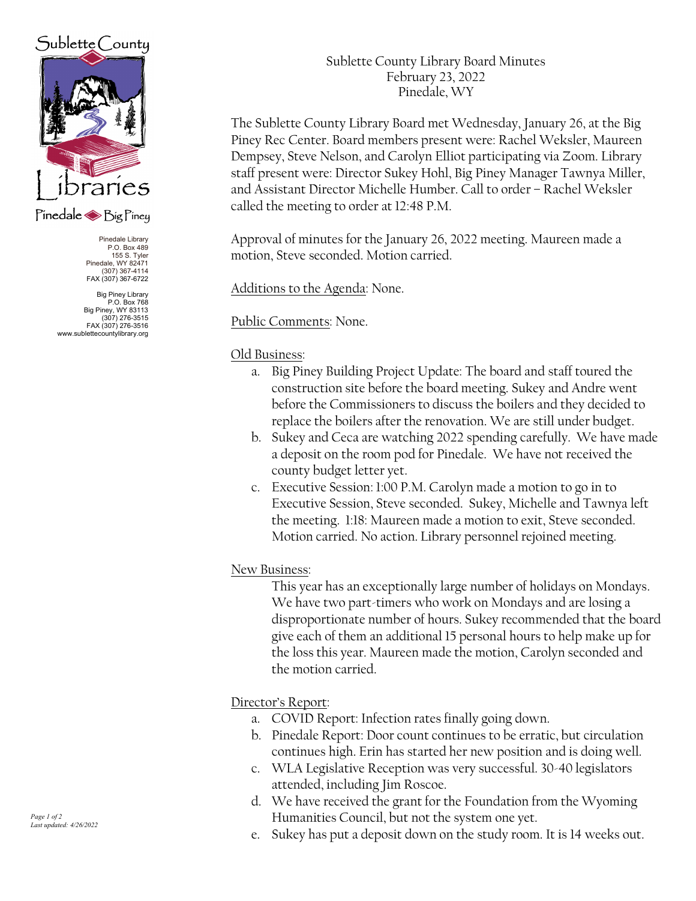Sublette County Libraries

Pinedale ◆ Big Piney

Pinedale Library
P.O. Box 489
155 S. Tyler
Pinedale, WY 82471
(307) 367-4114
FAX (307) 367-6722

Big Piney Library
P.O. Box 768
Big Piney, WY 83113
(307) 276-3515
FAX (307) 276-3516
www.sublettecountylibrary.org

# Sublette County Library Board Minutes
February 23, 2022
Pinedale, WY

The Sublette County Library Board met Wednesday, January 26, at the Big Piney Rec Center. Board members present were: Rachel Weksler, Maureen Dempsey, Steve Nelson, and Carolyn Elliot participating via Zoom. Library staff present were: Director Sukey Hohl, Big Piney Manager Tawnya Miller, and Assistant Director Michelle Humber. Call to order – Rachel Weksler called the meeting to order at 12:48 P.M.

Approval of minutes for the January 26, 2022 meeting. Maureen made a motion, Steve seconded. Motion carried.

Additions to the Agenda: None.

Public Comments: None.

Old Business:

a. Big Piney Building Project Update: The board and staff toured the construction site before the board meeting. Sukey and Andre went before the Commissioners to discuss the boilers and they decided to replace the boilers after the renovation. We are still under budget.
b. Sukey and Ceca are watching 2022 spending carefully. We have made a deposit on the room pod for Pinedale. We have not received the county budget letter yet.
c. Executive Session: 1:00 P.M. Carolyn made a motion to go in to Executive Session, Steve seconded. Sukey, Michelle and Tawnya left the meeting. 1:18: Maureen made a motion to exit, Steve seconded. Motion carried. No action. Library personnel rejoined meeting.

New Business:

This year has an exceptionally large number of holidays on Mondays. We have two part-timers who work on Mondays and are losing a disproportionate number of hours. Sukey recommended that the board give each of them an additional 15 personal hours to help make up for the loss this year. Maureen made the motion, Carolyn seconded and the motion carried.

Director's Report:

a. COVID Report: Infection rates finally going down.
b. Pinedale Report: Door count continues to be erratic, but circulation continues high. Erin has started her new position and is doing well.
c. WLA Legislative Reception was very successful. 30-40 legislators attended, including Jim Roscoe.
d. We have received the grant for the Foundation from the Wyoming Humanities Council, but not the system one yet.
e. Sukey has put a deposit down on the study room. It is 14 weeks out.

*Last updated: 4/26/2022*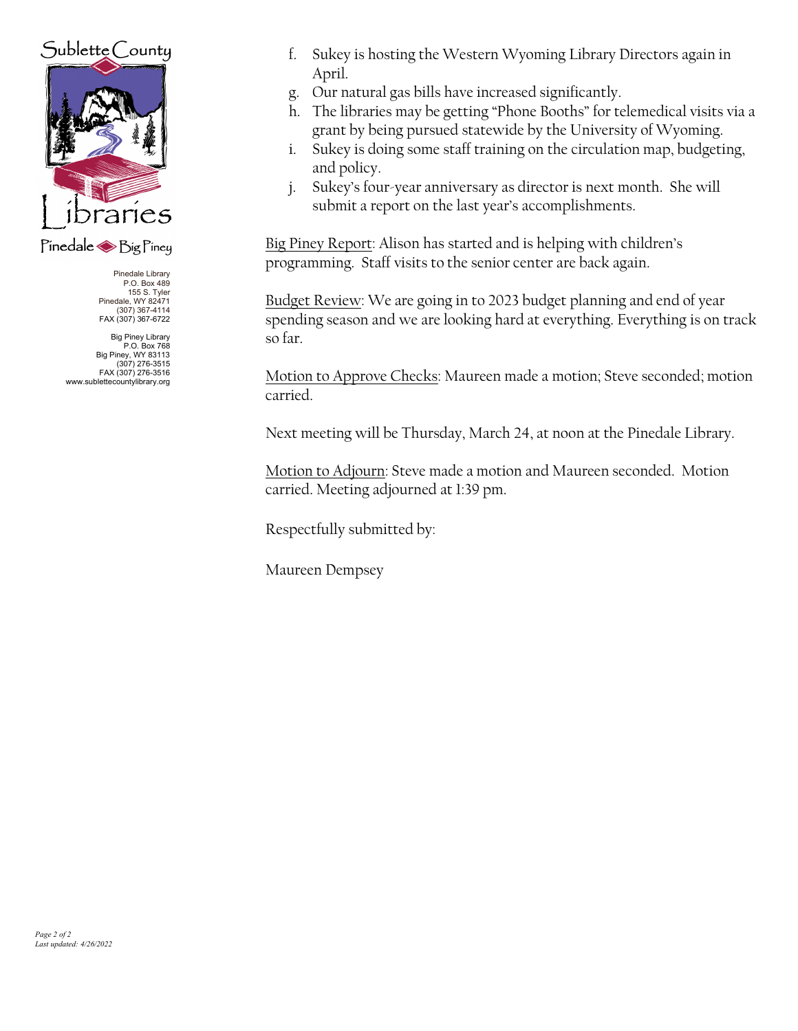Sublette County Libraries

Pinedale ◆ Big Piney

Pinedale Library
P.O. Box 489
155 S. Tyler
Pinedale, WY 82471
(307) 367-4114
FAX (307) 367-6722

Big Piney Library
P.O. Box 768
Big Piney, WY 83113
(307) 276-3515
FAX (307) 276-3516
www.sublettecountylibrary.org

f. Sukey is hosting the Western Wyoming Library Directors again in April.
g. Our natural gas bills have increased significantly.
h. The libraries may be getting "Phone Booths" for telemedical visits via a grant by being pursued statewide by the University of Wyoming.
i. Sukey is doing some staff training on the circulation map, budgeting, and policy.
j. Sukey's four-year anniversary as director is next month. She will submit a report on the last year's accomplishments.

Big Piney Report: Alison has started and is helping with children's programming. Staff visits to the senior center are back again.

Budget Review: We are going in to 2023 budget planning and end of year spending season and we are looking hard at everything. Everything is on track so far.

Motion to Approve Checks: Maureen made a motion; Steve seconded; motion carried.

Next meeting will be Thursday, March 24, at noon at the Pinedale Library.

Motion to Adjourn: Steve made a motion and Maureen seconded. Motion carried. Meeting adjourned at 1:39 pm.

Respectfully submitted by:

Maureen Dempsey

*Last updated: 4/26/2022*